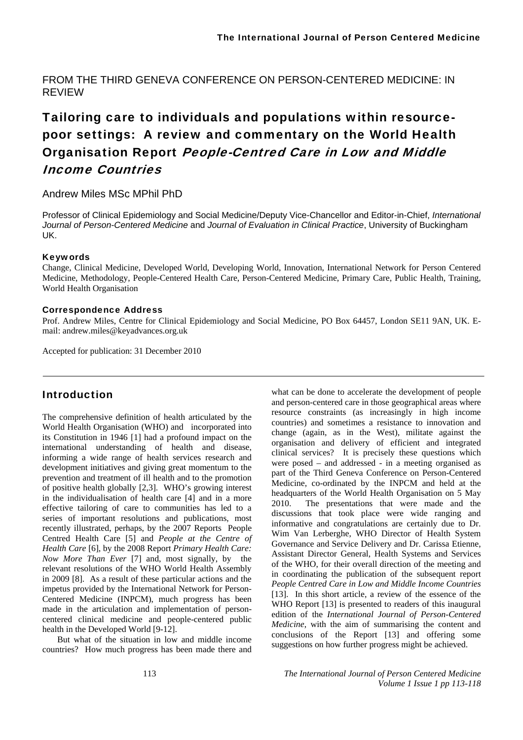FROM THE THIRD GENEVA CONFERENCE ON PERSON-CENTERED MEDICINE: IN REVIEW

# Tailoring care to individuals and populations within resource-poor settings: A review and commentary on the World Health Organisation Report *People-Centred Care in Low and Middle Income Countries*

Andrew Miles MSc MPhil PhD

Professor of Clinical Epidemiology and Social Medicine/Deputy Vice-Chancellor and Editor-in-Chief, *International Journal of Person-Centered Medicine* and *Journal of Evaluation in Clinical Practice*, University of Buckingham UK.

#### Keywords

Change, Clinical Medicine, Developed World, Developing World, Innovation, International Network for Person Centered Medicine, Methodology, People-Centered Health Care, Person-Centered Medicine, Primary Care, Public Health, Training, World Health Organisation

#### Correspondence Address

Prof. Andrew Miles, Centre for Clinical Epidemiology and Social Medicine, PO Box 64457, London SE11 9AN, UK. E-mail: andrew.miles@keyadvances.org.uk

Accepted for publication: 31 December 2010

---

## Introduction

The comprehensive definition of health articulated by the World Health Organisation (WHO) and incorporated into its Constitution in 1946 [1] had a profound impact on the international understanding of health and disease, informing a wide range of health services research and development initiatives and giving great momentum to the prevention and treatment of ill health and to the promotion of positive health globally [2,3]. WHO's growing interest in the individualisation of health care [4] and in a more effective tailoring of care to communities has led to a series of important resolutions and publications, most recently illustrated, perhaps, by the 2007 Reports People Centred Health Care [5] and *People at the Centre of Health Care* [6], by the 2008 Report *Primary Health Care: Now More Than Ever* [7] and, most signally, by the relevant resolutions of the WHO World Health Assembly in 2009 [8]. As a result of these particular actions and the impetus provided by the International Network for Person-Centered Medicine (INPCM), much progress has been made in the articulation and implementation of person-centered clinical medicine and people-centered public health in the Developed World [9-12].

But what of the situation in low and middle income countries? How much progress has been made there and what can be done to accelerate the development of people and person-centered care in those geographical areas where resource constraints (as increasingly in high income countries) and sometimes a resistance to innovation and change (again, as in the West), militate against the organisation and delivery of efficient and integrated clinical services? It is precisely these questions which were posed – and addressed - in a meeting organised as part of the Third Geneva Conference on Person-Centered Medicine, co-ordinated by the INPCM and held at the headquarters of the World Health Organisation on 5 May 2010. The presentations that were made and the discussions that took place were wide ranging and informative and congratulations are certainly due to Dr. Wim Van Lerberghe, WHO Director of Health System Governance and Service Delivery and Dr. Carissa Etienne, Assistant Director General, Health Systems and Services of the WHO, for their overall direction of the meeting and in coordinating the publication of the subsequent report *People Centred Care in Low and Middle Income Countries* [13]. In this short article, a review of the essence of the WHO Report [13] is presented to readers of this inaugural edition of the *International Journal of Person-Centered Medicine*, with the aim of summarising the content and conclusions of the Report [13] and offering some suggestions on how further progress might be achieved.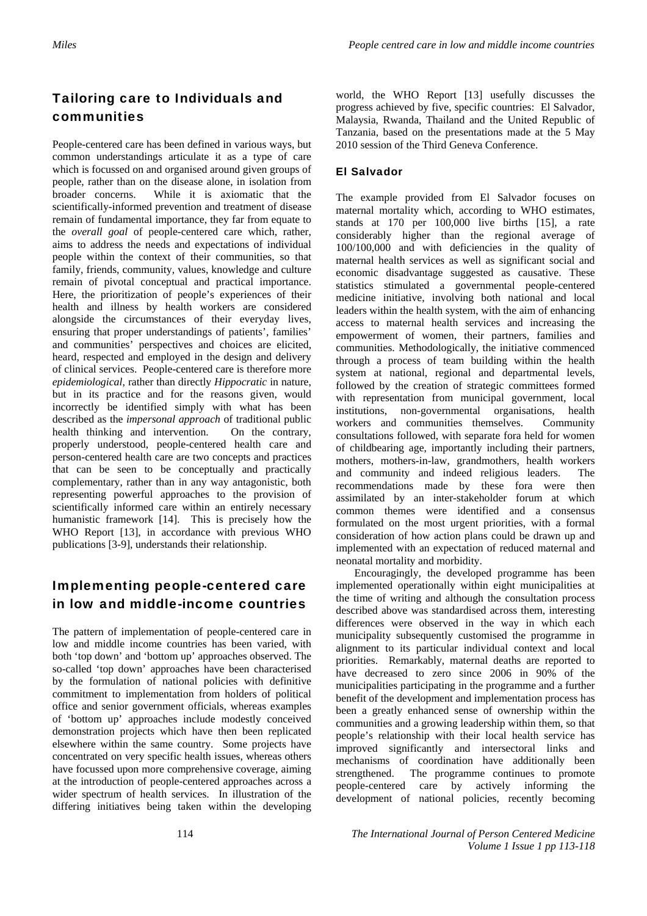## Tailoring care to Individuals and communities

People-centered care has been defined in various ways, but common understandings articulate it as a type of care which is focussed on and organised around given groups of people, rather than on the disease alone, in isolation from broader concerns. While it is axiomatic that the scientifically-informed prevention and treatment of disease remain of fundamental importance, they far from equate to the *overall goal* of people-centered care which, rather, aims to address the needs and expectations of individual people within the context of their communities, so that family, friends, community, values, knowledge and culture remain of pivotal conceptual and practical importance. Here, the prioritization of people's experiences of their health and illness by health workers are considered alongside the circumstances of their everyday lives, ensuring that proper understandings of patients', families' and communities' perspectives and choices are elicited, heard, respected and employed in the design and delivery of clinical services. People-centered care is therefore more *epidemiological*, rather than directly *Hippocratic* in nature, but in its practice and for the reasons given, would incorrectly be identified simply with what has been described as the *impersonal approach* of traditional public health thinking and intervention. On the contrary, properly understood, people-centered health care and person-centered health care are two concepts and practices that can be seen to be conceptually and practically complementary, rather than in any way antagonistic, both representing powerful approaches to the provision of scientifically informed care within an entirely necessary humanistic framework [14]. This is precisely how the WHO Report [13], in accordance with previous WHO publications [3-9], understands their relationship.

## Implementing people-centered care in low and middle-income countries

The pattern of implementation of people-centered care in low and middle income countries has been varied, with both 'top down' and 'bottom up' approaches observed. The so-called 'top down' approaches have been characterised by the formulation of national policies with definitive commitment to implementation from holders of political office and senior government officials, whereas examples of 'bottom up' approaches include modestly conceived demonstration projects which have then been replicated elsewhere within the same country. Some projects have concentrated on very specific health issues, whereas others have focussed upon more comprehensive coverage, aiming at the introduction of people-centered approaches across a wider spectrum of health services. In illustration of the differing initiatives being taken within the developing world, the WHO Report [13] usefully discusses the progress achieved by five, specific countries: El Salvador, Malaysia, Rwanda, Thailand and the United Republic of Tanzania, based on the presentations made at the 5 May 2010 session of the Third Geneva Conference.

### El Salvador

The example provided from El Salvador focuses on maternal mortality which, according to WHO estimates, stands at 170 per 100,000 live births [15], a rate considerably higher than the regional average of 100/100,000 and with deficiencies in the quality of maternal health services as well as significant social and economic disadvantage suggested as causative. These statistics stimulated a governmental people-centered medicine initiative, involving both national and local leaders within the health system, with the aim of enhancing access to maternal health services and increasing the empowerment of women, their partners, families and communities. Methodologically, the initiative commenced through a process of team building within the health system at national, regional and departmental levels, followed by the creation of strategic committees formed with representation from municipal government, local institutions, non-governmental organisations, health workers and communities themselves. Community consultations followed, with separate fora held for women of childbearing age, importantly including their partners, mothers, mothers-in-law, grandmothers, health workers and community and indeed religious leaders. The recommendations made by these fora were then assimilated by an inter-stakeholder forum at which common themes were identified and a consensus formulated on the most urgent priorities, with a formal consideration of how action plans could be drawn up and implemented with an expectation of reduced maternal and neonatal mortality and morbidity.

Encouragingly, the developed programme has been implemented operationally within eight municipalities at the time of writing and although the consultation process described above was standardised across them, interesting differences were observed in the way in which each municipality subsequently customised the programme in alignment to its particular individual context and local priorities. Remarkably, maternal deaths are reported to have decreased to zero since 2006 in 90% of the municipalities participating in the programme and a further benefit of the development and implementation process has been a greatly enhanced sense of ownership within the communities and a growing leadership within them, so that people's relationship with their local health service has improved significantly and intersectoral links and mechanisms of coordination have additionally been strengthened. The programme continues to promote people-centered care by actively informing the development of national policies, recently becoming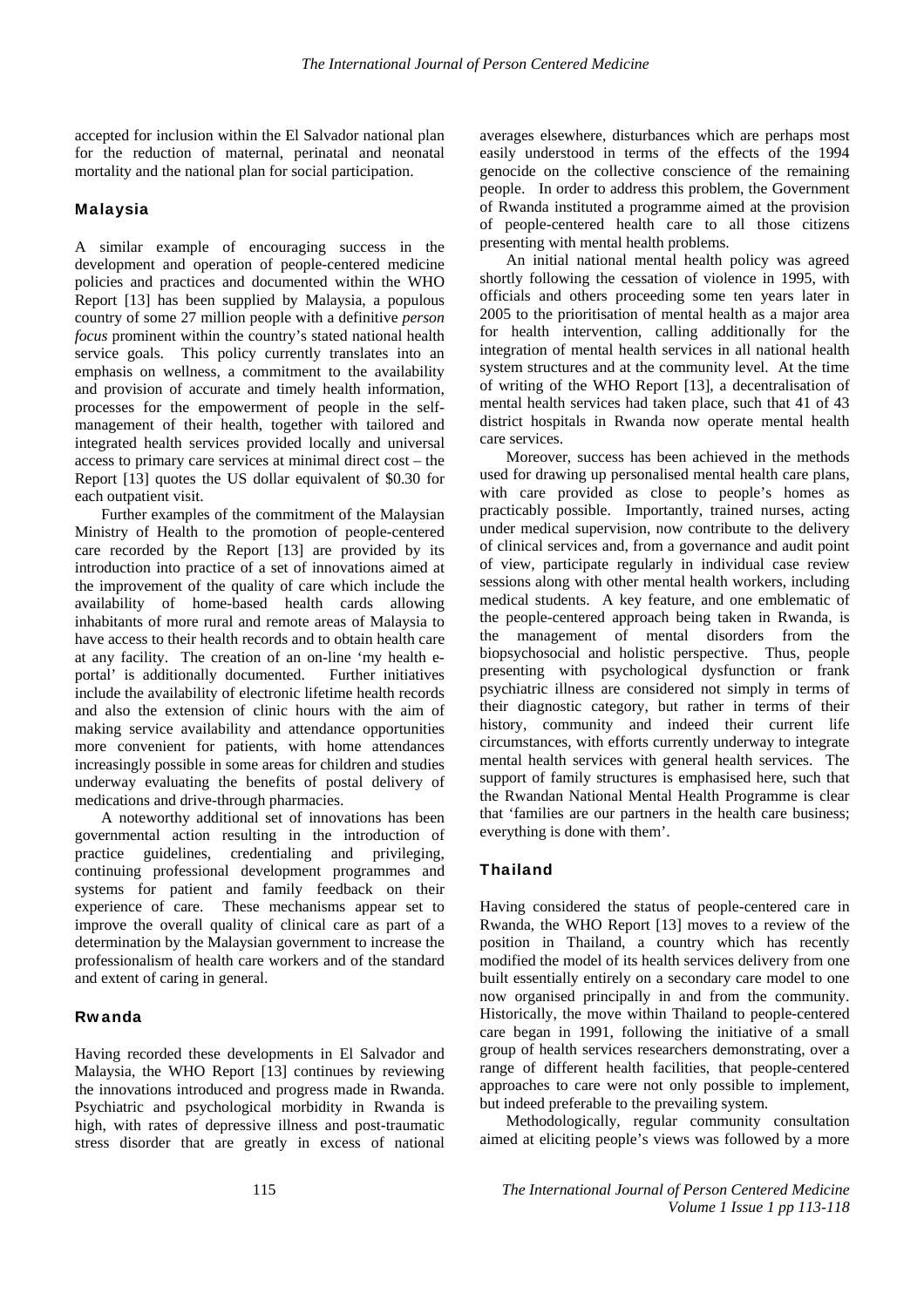accepted for inclusion within the El Salvador national plan for the reduction of maternal, perinatal and neonatal mortality and the national plan for social participation.

## Malaysia

A similar example of encouraging success in the development and operation of people-centered medicine policies and practices and documented within the WHO Report [13] has been supplied by Malaysia, a populous country of some 27 million people with a definitive *person focus* prominent within the country's stated national health service goals. This policy currently translates into an emphasis on wellness, a commitment to the availability and provision of accurate and timely health information, processes for the empowerment of people in the self-management of their health, together with tailored and integrated health services provided locally and universal access to primary care services at minimal direct cost – the Report [13] quotes the US dollar equivalent of $0.30 for each outpatient visit.

Further examples of the commitment of the Malaysian Ministry of Health to the promotion of people-centered care recorded by the Report [13] are provided by its introduction into practice of a set of innovations aimed at the improvement of the quality of care which include the availability of home-based health cards allowing inhabitants of more rural and remote areas of Malaysia to have access to their health records and to obtain health care at any facility. The creation of an on-line 'my health e-portal' is additionally documented. Further initiatives include the availability of electronic lifetime health records and also the extension of clinic hours with the aim of making service availability and attendance opportunities more convenient for patients, with home attendances increasingly possible in some areas for children and studies underway evaluating the benefits of postal delivery of medications and drive-through pharmacies.

A noteworthy additional set of innovations has been governmental action resulting in the introduction of practice guidelines, credentialing and privileging, continuing professional development programmes and systems for patient and family feedback on their experience of care. These mechanisms appear set to improve the overall quality of clinical care as part of a determination by the Malaysian government to increase the professionalism of health care workers and of the standard and extent of caring in general.

## Rwanda

Having recorded these developments in El Salvador and Malaysia, the WHO Report [13] continues by reviewing the innovations introduced and progress made in Rwanda. Psychiatric and psychological morbidity in Rwanda is high, with rates of depressive illness and post-traumatic stress disorder that are greatly in excess of national averages elsewhere, disturbances which are perhaps most easily understood in terms of the effects of the 1994 genocide on the collective conscience of the remaining people. In order to address this problem, the Government of Rwanda instituted a programme aimed at the provision of people-centered health care to all those citizens presenting with mental health problems.

An initial national mental health policy was agreed shortly following the cessation of violence in 1995, with officials and others proceeding some ten years later in 2005 to the prioritisation of mental health as a major area for health intervention, calling additionally for the integration of mental health services in all national health system structures and at the community level. At the time of writing of the WHO Report [13], a decentralisation of mental health services had taken place, such that 41 of 43 district hospitals in Rwanda now operate mental health care services.

Moreover, success has been achieved in the methods used for drawing up personalised mental health care plans, with care provided as close to people's homes as practicably possible. Importantly, trained nurses, acting under medical supervision, now contribute to the delivery of clinical services and, from a governance and audit point of view, participate regularly in individual case review sessions along with other mental health workers, including medical students. A key feature, and one emblematic of the people-centered approach being taken in Rwanda, is the management of mental disorders from the biopsychosocial and holistic perspective. Thus, people presenting with psychological dysfunction or frank psychiatric illness are considered not simply in terms of their diagnostic category, but rather in terms of their history, community and indeed their current life circumstances, with efforts currently underway to integrate mental health services with general health services. The support of family structures is emphasised here, such that the Rwandan National Mental Health Programme is clear that 'families are our partners in the health care business; everything is done with them'.

## Thailand

Having considered the status of people-centered care in Rwanda, the WHO Report [13] moves to a review of the position in Thailand, a country which has recently modified the model of its health services delivery from one built essentially entirely on a secondary care model to one now organised principally in and from the community. Historically, the move within Thailand to people-centered care began in 1991, following the initiative of a small group of health services researchers demonstrating, over a range of different health facilities, that people-centered approaches to care were not only possible to implement, but indeed preferable to the prevailing system.

Methodologically, regular community consultation aimed at eliciting people's views was followed by a more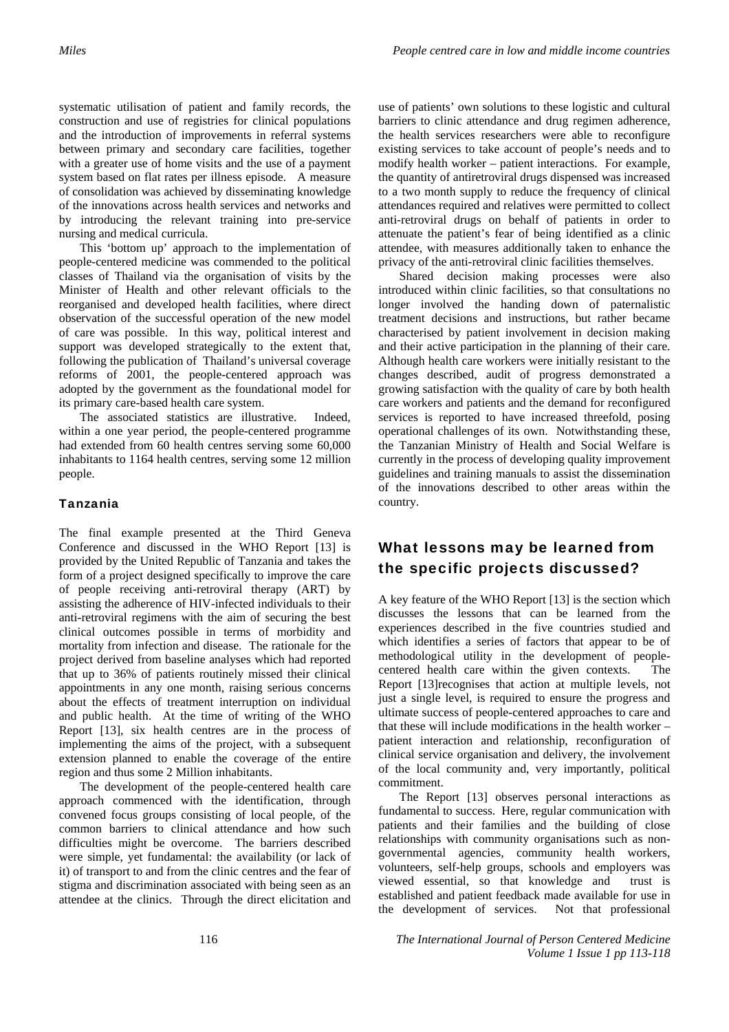systematic utilisation of patient and family records, the construction and use of registries for clinical populations and the introduction of improvements in referral systems between primary and secondary care facilities, together with a greater use of home visits and the use of a payment system based on flat rates per illness episode. A measure of consolidation was achieved by disseminating knowledge of the innovations across health services and networks and by introducing the relevant training into pre-service nursing and medical curricula.

This 'bottom up' approach to the implementation of people-centered medicine was commended to the political classes of Thailand via the organisation of visits by the Minister of Health and other relevant officials to the reorganised and developed health facilities, where direct observation of the successful operation of the new model of care was possible. In this way, political interest and support was developed strategically to the extent that, following the publication of Thailand's universal coverage reforms of 2001, the people-centered approach was adopted by the government as the foundational model for its primary care-based health care system.

The associated statistics are illustrative. Indeed, within a one year period, the people-centered programme had extended from 60 health centres serving some 60,000 inhabitants to 1164 health centres, serving some 12 million people.

### Tanzania

The final example presented at the Third Geneva Conference and discussed in the WHO Report [13] is provided by the United Republic of Tanzania and takes the form of a project designed specifically to improve the care of people receiving anti-retroviral therapy (ART) by assisting the adherence of HIV-infected individuals to their anti-retroviral regimens with the aim of securing the best clinical outcomes possible in terms of morbidity and mortality from infection and disease. The rationale for the project derived from baseline analyses which had reported that up to 36% of patients routinely missed their clinical appointments in any one month, raising serious concerns about the effects of treatment interruption on individual and public health. At the time of writing of the WHO Report [13], six health centres are in the process of implementing the aims of the project, with a subsequent extension planned to enable the coverage of the entire region and thus some 2 Million inhabitants.

The development of the people-centered health care approach commenced with the identification, through convened focus groups consisting of local people, of the common barriers to clinical attendance and how such difficulties might be overcome. The barriers described were simple, yet fundamental: the availability (or lack of it) of transport to and from the clinic centres and the fear of stigma and discrimination associated with being seen as an attendee at the clinics. Through the direct elicitation and use of patients' own solutions to these logistic and cultural barriers to clinic attendance and drug regimen adherence, the health services researchers were able to reconfigure existing services to take account of people's needs and to modify health worker – patient interactions. For example, the quantity of antiretroviral drugs dispensed was increased to a two month supply to reduce the frequency of clinical attendances required and relatives were permitted to collect anti-retroviral drugs on behalf of patients in order to attenuate the patient's fear of being identified as a clinic attendee, with measures additionally taken to enhance the privacy of the anti-retroviral clinic facilities themselves.

Shared decision making processes were also introduced within clinic facilities, so that consultations no longer involved the handing down of paternalistic treatment decisions and instructions, but rather became characterised by patient involvement in decision making and their active participation in the planning of their care. Although health care workers were initially resistant to the changes described, audit of progress demonstrated a growing satisfaction with the quality of care by both health care workers and patients and the demand for reconfigured services is reported to have increased threefold, posing operational challenges of its own. Notwithstanding these, the Tanzanian Ministry of Health and Social Welfare is currently in the process of developing quality improvement guidelines and training manuals to assist the dissemination of the innovations described to other areas within the country.

## What lessons may be learned from the specific projects discussed?

A key feature of the WHO Report [13] is the section which discusses the lessons that can be learned from the experiences described in the five countries studied and which identifies a series of factors that appear to be of methodological utility in the development of people-centered health care within the given contexts. The Report [13]recognises that action at multiple levels, not just a single level, is required to ensure the progress and ultimate success of people-centered approaches to care and that these will include modifications in the health worker – patient interaction and relationship, reconfiguration of clinical service organisation and delivery, the involvement of the local community and, very importantly, political commitment.

The Report [13] observes personal interactions as fundamental to success. Here, regular communication with patients and their families and the building of close relationships with community organisations such as non-governmental agencies, community health workers, volunteers, self-help groups, schools and employers was viewed essential, so that knowledge and trust is established and patient feedback made available for use in the development of services. Not that professional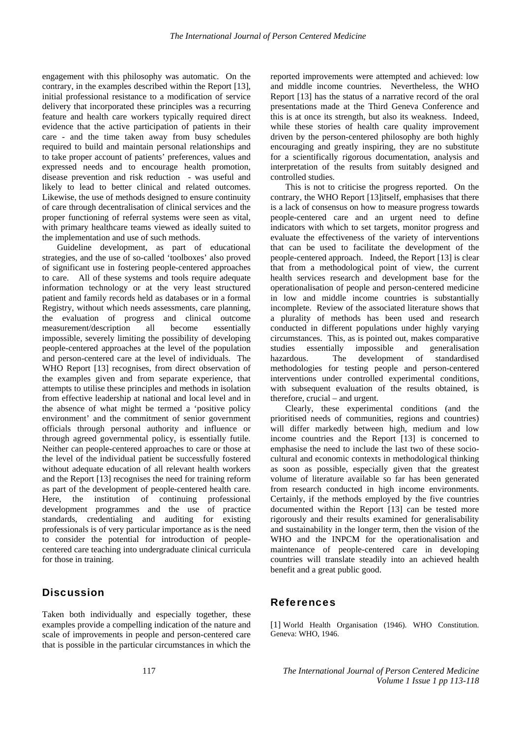engagement with this philosophy was automatic. On the contrary, in the examples described within the Report [13], initial professional resistance to a modification of service delivery that incorporated these principles was a recurring feature and health care workers typically required direct evidence that the active participation of patients in their care - and the time taken away from busy schedules required to build and maintain personal relationships and to take proper account of patients' preferences, values and expressed needs and to encourage health promotion, disease prevention and risk reduction - was useful and likely to lead to better clinical and related outcomes. Likewise, the use of methods designed to ensure continuity of care through decentralisation of clinical services and the proper functioning of referral systems were seen as vital, with primary healthcare teams viewed as ideally suited to the implementation and use of such methods.

Guideline development, as part of educational strategies, and the use of so-called 'toolboxes' also proved of significant use in fostering people-centered approaches to care. All of these systems and tools require adequate information technology or at the very least structured patient and family records held as databases or in a formal Registry, without which needs assessments, care planning, the evaluation of progress and clinical outcome measurement/description all become essentially impossible, severely limiting the possibility of developing people-centered approaches at the level of the population and person-centered care at the level of individuals. The WHO Report [13] recognises, from direct observation of the examples given and from separate experience, that attempts to utilise these principles and methods in isolation from effective leadership at national and local level and in the absence of what might be termed a 'positive policy environment' and the commitment of senior government officials through personal authority and influence or through agreed governmental policy, is essentially futile. Neither can people-centered approaches to care or those at the level of the individual patient be successfully fostered without adequate education of all relevant health workers and the Report [13] recognises the need for training reform as part of the development of people-centered health care. Here, the institution of continuing professional development programmes and the use of practice standards, credentialing and auditing for existing professionals is of very particular importance as is the need to consider the potential for introduction of people-centered care teaching into undergraduate clinical curricula for those in training.

## Discussion

Taken both individually and especially together, these examples provide a compelling indication of the nature and scale of improvements in people and person-centered care that is possible in the particular circumstances in which the reported improvements were attempted and achieved: low and middle income countries. Nevertheless, the WHO Report [13] has the status of a narrative record of the oral presentations made at the Third Geneva Conference and this is at once its strength, but also its weakness. Indeed, while these stories of health care quality improvement driven by the person-centered philosophy are both highly encouraging and greatly inspiring, they are no substitute for a scientifically rigorous documentation, analysis and interpretation of the results from suitably designed and controlled studies.

This is not to criticise the progress reported. On the contrary, the WHO Report [13]itself, emphasises that there is a lack of consensus on how to measure progress towards people-centered care and an urgent need to define indicators with which to set targets, monitor progress and evaluate the effectiveness of the variety of interventions that can be used to facilitate the development of the people-centered approach. Indeed, the Report [13] is clear that from a methodological point of view, the current health services research and development base for the operationalisation of people and person-centered medicine in low and middle income countries is substantially incomplete. Review of the associated literature shows that a plurality of methods has been used and research conducted in different populations under highly varying circumstances. This, as is pointed out, makes comparative studies essentially impossible and generalisation hazardous. The development of standardised methodologies for testing people and person-centered interventions under controlled experimental conditions, with subsequent evaluation of the results obtained, is therefore, crucial – and urgent.

Clearly, these experimental conditions (and the prioritised needs of communities, regions and countries) will differ markedly between high, medium and low income countries and the Report [13] is concerned to emphasise the need to include the last two of these socio-cultural and economic contexts in methodological thinking as soon as possible, especially given that the greatest volume of literature available so far has been generated from research conducted in high income environments. Certainly, if the methods employed by the five countries documented within the Report [13] can be tested more rigorously and their results examined for generalisability and sustainability in the longer term, then the vision of the WHO and the INPCM for the operationalisation and maintenance of people-centered care in developing countries will translate steadily into an achieved health benefit and a great public good.

## References

[1] World Health Organisation (1946). WHO Constitution. Geneva: WHO, 1946.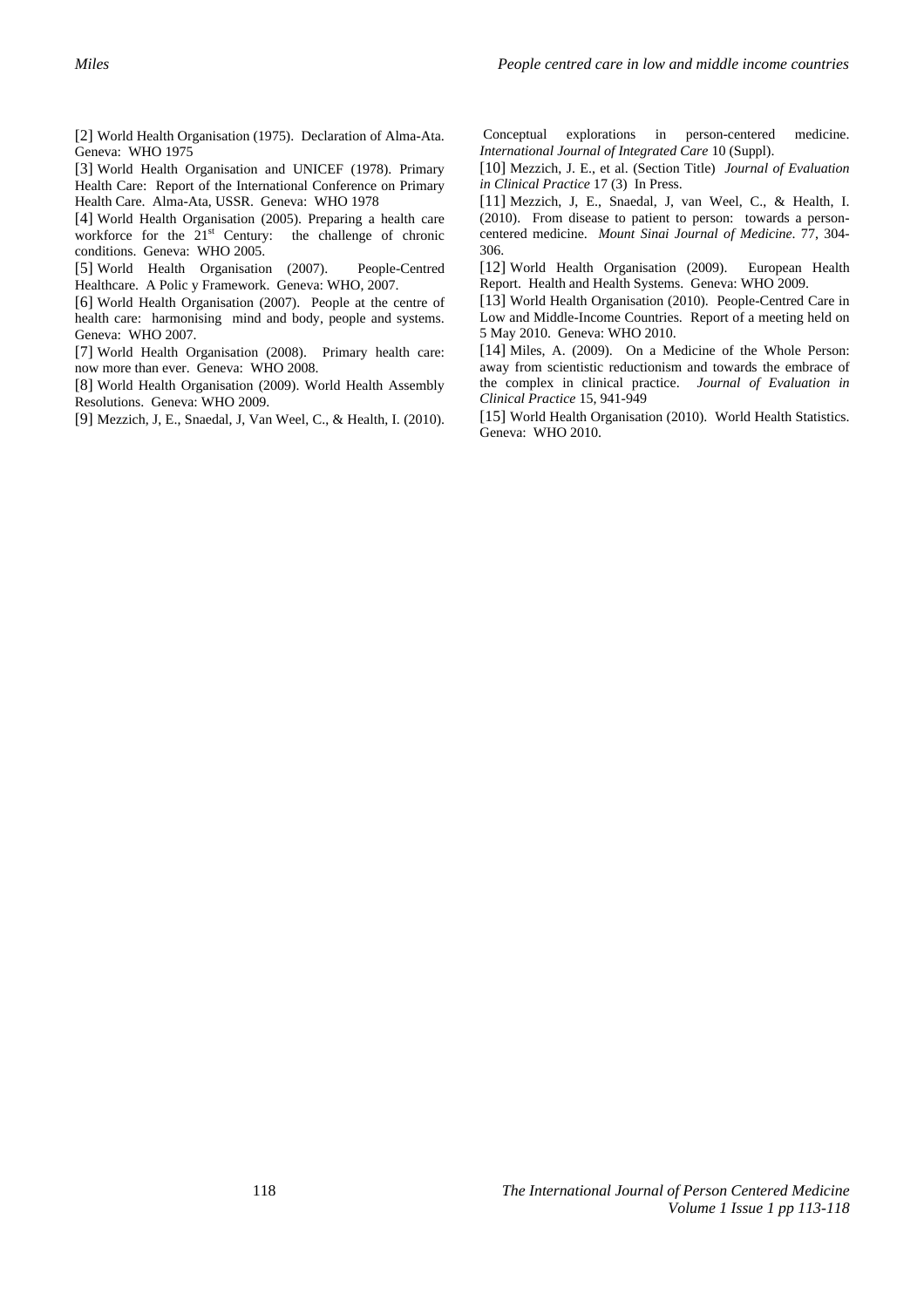[2] World Health Organisation (1975). Declaration of Alma-Ata. Geneva: WHO 1975

[3] World Health Organisation and UNICEF (1978). Primary Health Care: Report of the International Conference on Primary Health Care. Alma-Ata, USSR. Geneva: WHO 1978

[4] World Health Organisation (2005). Preparing a health care workforce for the 21st Century: the challenge of chronic conditions. Geneva: WHO 2005.

[5] World Health Organisation (2007). People-Centred Healthcare. A Polic y Framework. Geneva: WHO, 2007.

[6] World Health Organisation (2007). People at the centre of health care: harmonising mind and body, people and systems. Geneva: WHO 2007.

[7] World Health Organisation (2008). Primary health care: now more than ever. Geneva: WHO 2008.

[8] World Health Organisation (2009). World Health Assembly Resolutions. Geneva: WHO 2009.

[9] Mezzich, J, E., Snaedal, J, Van Weel, C., & Health, I. (2010). Conceptual explorations in person-centered medicine. *International Journal of Integrated Care* 10 (Suppl).

[10] Mezzich, J. E., et al. (Section Title) *Journal of Evaluation in Clinical Practice* 17 (3) In Press.

[11] Mezzich, J, E., Snaedal, J, van Weel, C., & Health, I. (2010). From disease to patient to person: towards a person-centered medicine. *Mount Sinai Journal of Medicine*. 77, 304-306.

[12] World Health Organisation (2009). European Health Report. Health and Health Systems. Geneva: WHO 2009.

[13] World Health Organisation (2010). People-Centred Care in Low and Middle-Income Countries. Report of a meeting held on 5 May 2010. Geneva: WHO 2010.

[14] Miles, A. (2009). On a Medicine of the Whole Person: away from scientistic reductionism and towards the embrace of the complex in clinical practice. *Journal of Evaluation in Clinical Practice* 15, 941-949

[15] World Health Organisation (2010). World Health Statistics. Geneva: WHO 2010.